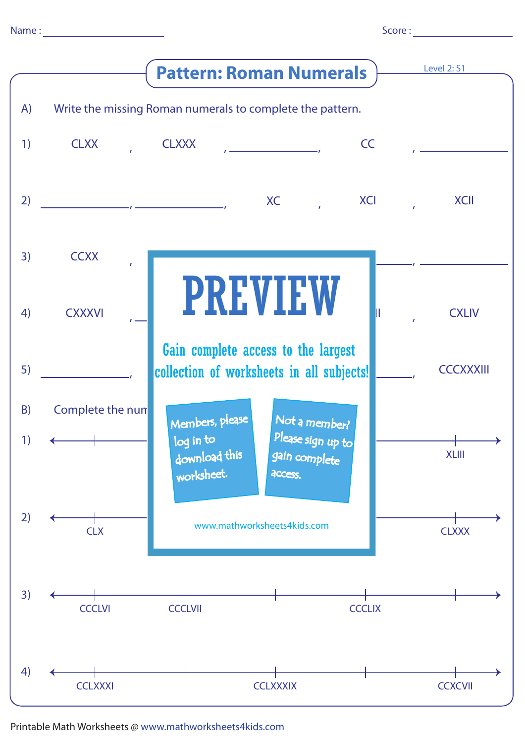Name : ______________ Score : ______________

# Pattern: Roman Numerals

Level 2: S1

A) Write the missing Roman numerals to complete the pattern.

1) CLXX , CLXXX , __________ , CC , __________

2) __________ , __________ , XC , XCI , XCII

3) CCXX , ... __________ , __________

4) CXXXVI , ... II , CXLIV

5) __________ , ... __________ , CCCXXXIII

B) Complete the num...

1) XLIII

2) CLX ... CLXXX

3) CCCLVI , CCCLVII , ____ , CCCLIX , ____

4) CCLXXXI , ____ , CCLXXXIX , ____ , CCXCVII

PREVIEW

Gain complete access to the largest collection of worksheets in all subjects!

Members, please log in to download this worksheet.

Not a member? Please sign up to gain complete access.

www.mathworksheets4kids.com

Printable Math Worksheets @ www.mathworksheets4kids.com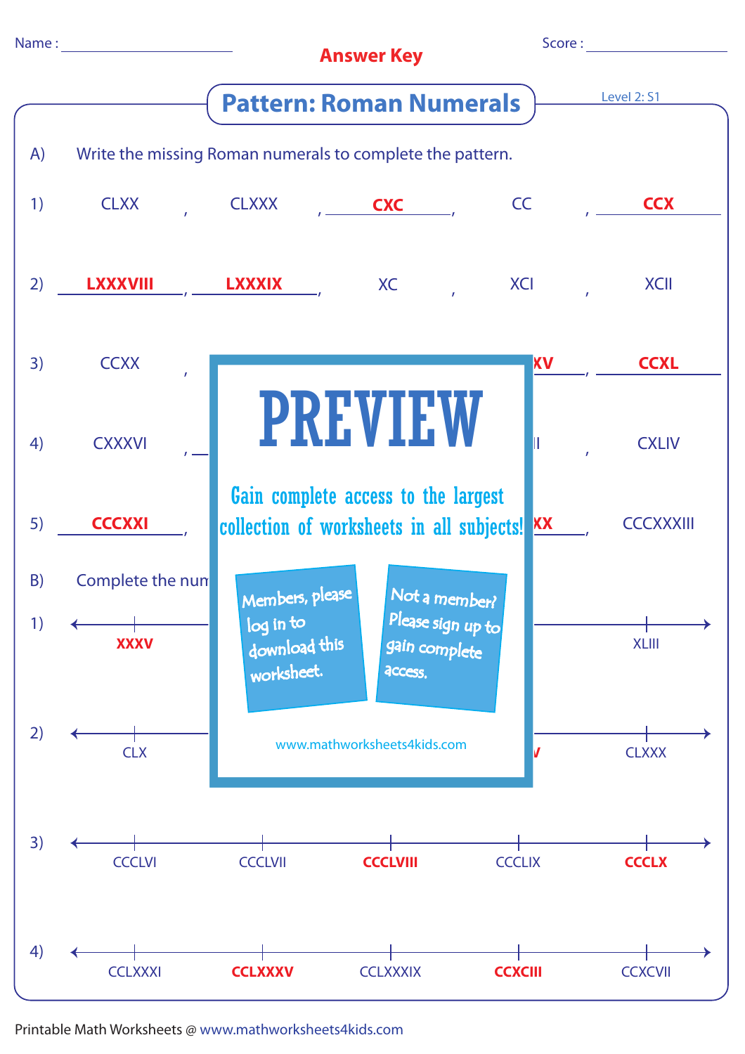Name : ____________________ **Answer Key** Score : ____________

# Pattern: Roman Numerals

Level 2: S1

A) Write the missing Roman numerals to complete the pattern.

1) CLXX , CLXXX , **CXC** , CC , **CCX**

2) **LXXXVIII** , **LXXXIX** , XC , XCI , XCII

3) CCXX , ... **XV** , **CCXL**

4) CXXXVI , ... II , CXLIV

5) **CCCXXI** , ... **XX** , CCCXXXIII

B) Complete the num...

1) **XXXV** ... XLIII

2) CLX ... V CLXXX

3) CCCLVI , CCCLVII , **CCCLVIII** , CCCLIX , **CCCLX**

4) CCLXXXI , **CCLXXXV** , CCLXXXIX , **CCXCIII** , CCXCVII

PREVIEW

Gain complete access to the largest collection of worksheets in all subjects!

Members, please log in to download this worksheet.

Not a member? Please sign up to gain complete access.

www.mathworksheets4kids.com

Printable Math Worksheets @ www.mathworksheets4kids.com